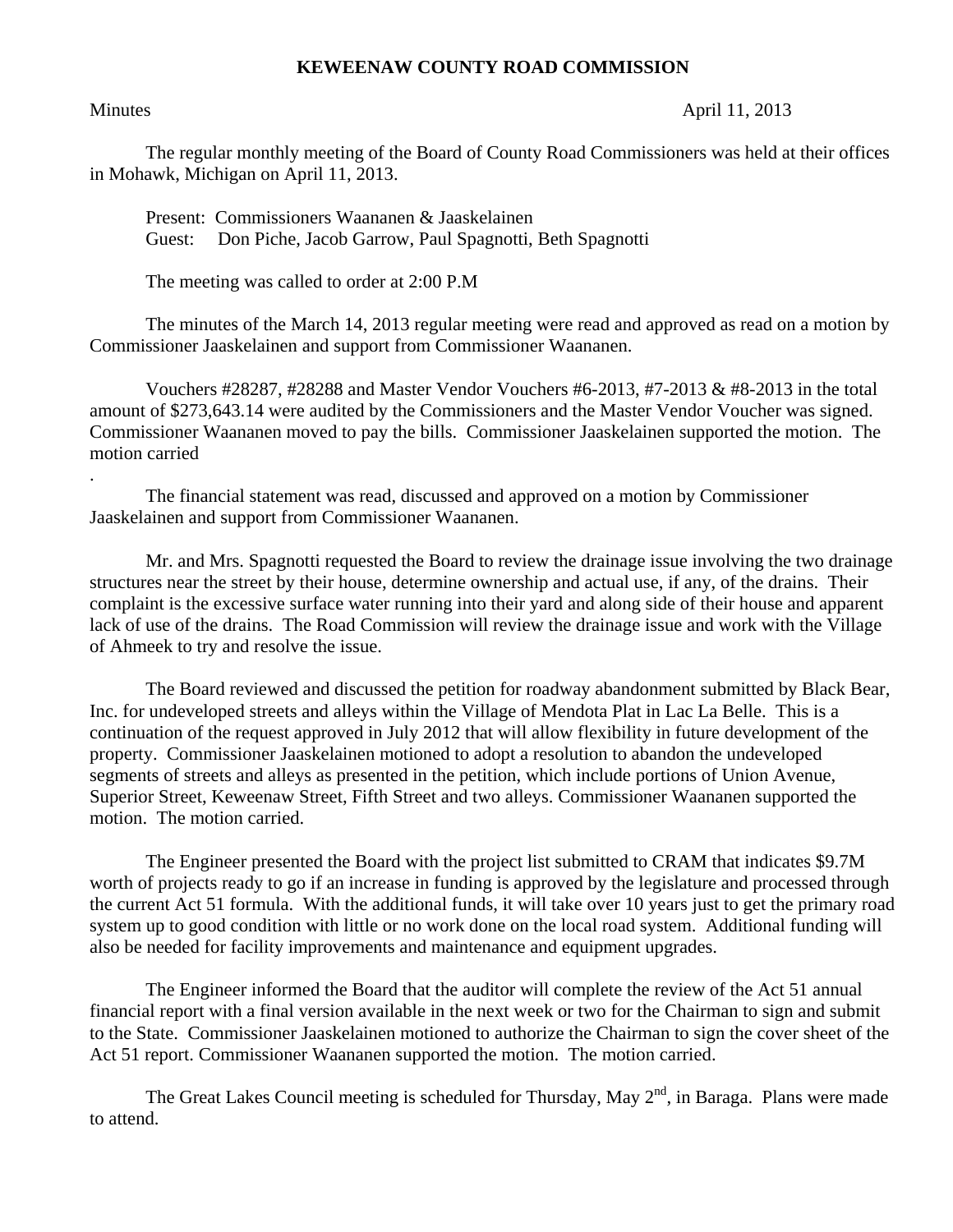# KEWEENAW COUNTY ROAD COMMISSION

Minutes April 11, 2013

The regular monthly meeting of the Board of County Road Commissioners was held at their offices in Mohawk, Michigan on April 11, 2013.

Present: Commissioners Waananen & Jaaskelainen
Guest: Don Piche, Jacob Garrow, Paul Spagnotti, Beth Spagnotti

The meeting was called to order at 2:00 P.M

The minutes of the March 14, 2013 regular meeting were read and approved as read on a motion by Commissioner Jaaskelainen and support from Commissioner Waananen.

Vouchers #28287, #28288 and Master Vendor Vouchers #6-2013, #7-2013 & #8-2013 in the total amount of $273,643.14 were audited by the Commissioners and the Master Vendor Voucher was signed. Commissioner Waananen moved to pay the bills. Commissioner Jaaskelainen supported the motion. The motion carried
.

The financial statement was read, discussed and approved on a motion by Commissioner Jaaskelainen and support from Commissioner Waananen.

Mr. and Mrs. Spagnotti requested the Board to review the drainage issue involving the two drainage structures near the street by their house, determine ownership and actual use, if any, of the drains. Their complaint is the excessive surface water running into their yard and along side of their house and apparent lack of use of the drains. The Road Commission will review the drainage issue and work with the Village of Ahmeek to try and resolve the issue.

The Board reviewed and discussed the petition for roadway abandonment submitted by Black Bear, Inc. for undeveloped streets and alleys within the Village of Mendota Plat in Lac La Belle. This is a continuation of the request approved in July 2012 that will allow flexibility in future development of the property. Commissioner Jaaskelainen motioned to adopt a resolution to abandon the undeveloped segments of streets and alleys as presented in the petition, which include portions of Union Avenue, Superior Street, Keweenaw Street, Fifth Street and two alleys. Commissioner Waananen supported the motion. The motion carried.

The Engineer presented the Board with the project list submitted to CRAM that indicates $9.7M worth of projects ready to go if an increase in funding is approved by the legislature and processed through the current Act 51 formula. With the additional funds, it will take over 10 years just to get the primary road system up to good condition with little or no work done on the local road system. Additional funding will also be needed for facility improvements and maintenance and equipment upgrades.

The Engineer informed the Board that the auditor will complete the review of the Act 51 annual financial report with a final version available in the next week or two for the Chairman to sign and submit to the State. Commissioner Jaaskelainen motioned to authorize the Chairman to sign the cover sheet of the Act 51 report. Commissioner Waananen supported the motion. The motion carried.

The Great Lakes Council meeting is scheduled for Thursday, May 2nd, in Baraga. Plans were made to attend.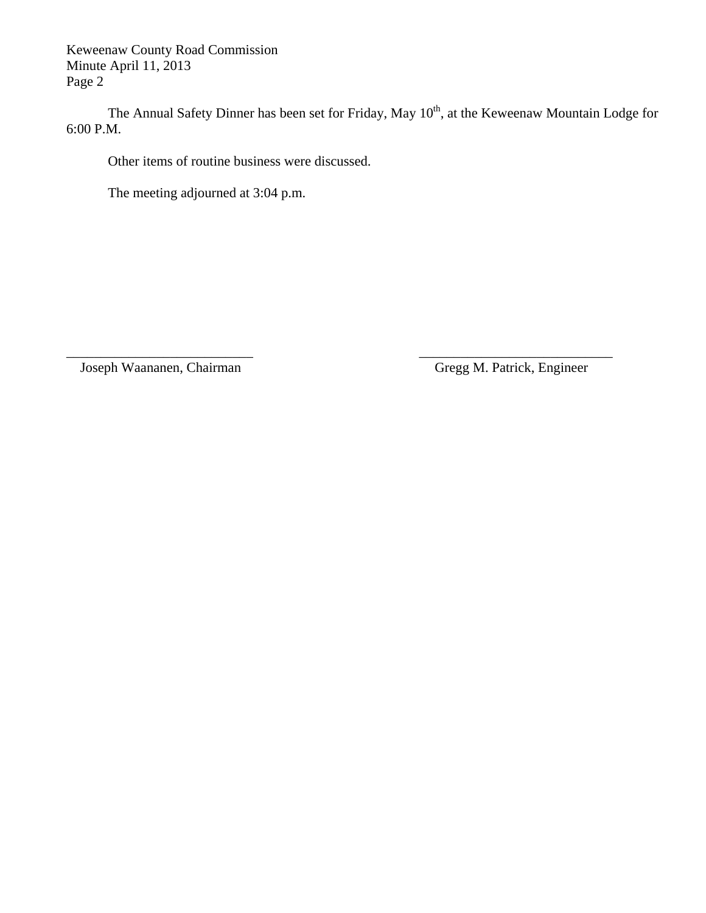The Annual Safety Dinner has been set for Friday, May 10th, at the Keweenaw Mountain Lodge for 6:00 P.M.

Other items of routine business were discussed.

The meeting adjourned at 3:04 p.m.

\_\_\_\_\_\_\_\_\_\_\_\_\_\_\_\_\_\_\_\_\_\_\_\_\_\_\_\_
Joseph Waananen, Chairman

\_\_\_\_\_\_\_\_\_\_\_\_\_\_\_\_\_\_\_\_\_\_\_\_\_\_\_\_
Gregg M. Patrick, Engineer